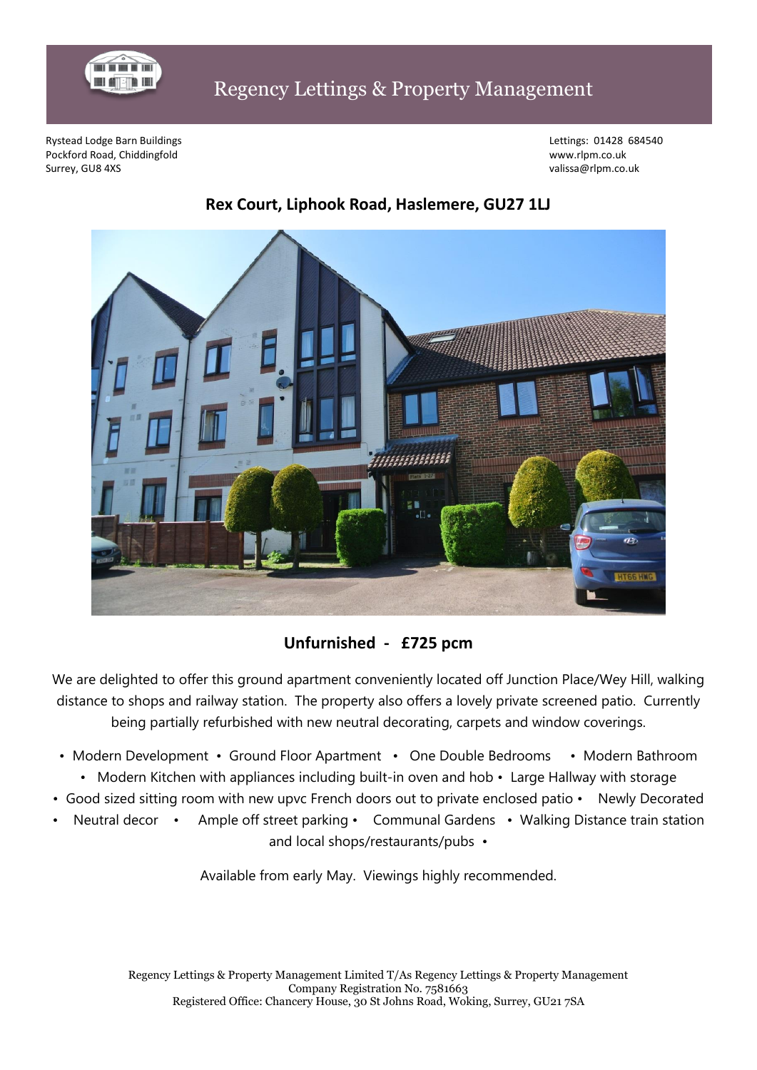# Regency Lettings & Property Management

Rystead Lodge Barn Buildings
Pockford Road, Chiddingfold
Surrey, GU8 4XS

Lettings: 01428 684540
www.rlpm.co.uk
valissa@rlpm.co.uk

## Rex Court, Liphook Road, Haslemere, GU27 1LJ

**Unfurnished - £725 pcm**

We are delighted to offer this ground apartment conveniently located off Junction Place/Wey Hill, walking distance to shops and railway station. The property also offers a lovely private screened patio. Currently being partially refurbished with new neutral decorating, carpets and window coverings.

- Modern Development
- Ground Floor Apartment
- One Double Bedrooms
- Modern Bathroom
- Modern Kitchen with appliances including built-in oven and hob
- Large Hallway with storage
- Good sized sitting room with new upvc French doors out to private enclosed patio
- Newly Decorated
- Neutral decor
- Ample off street parking
- Communal Gardens
- Walking Distance train station and local shops/restaurants/pubs

Available from early May. Viewings highly recommended.

Regency Lettings & Property Management Limited T/As Regency Lettings & Property Management
Company Registration No. 7581663
Registered Office: Chancery House, 30 St Johns Road, Woking, Surrey, GU21 7SA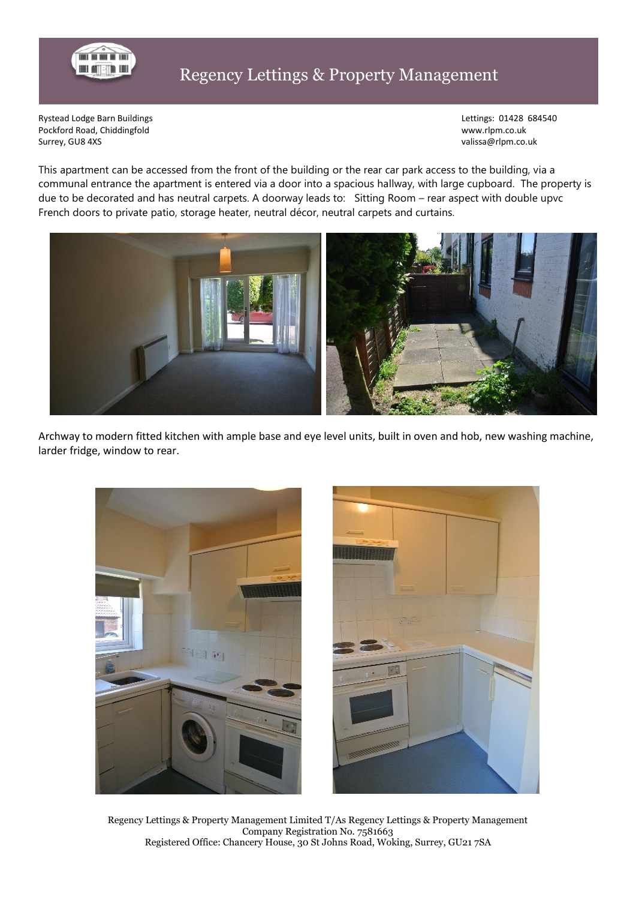# Regency Lettings & Property Management

Rystead Lodge Barn Buildings
Pockford Road, Chiddingfold
Surrey, GU8 4XS

Lettings: 01428 684540
www.rlpm.co.uk
valissa@rlpm.co.uk

This apartment can be accessed from the front of the building or the rear car park access to the building, via a communal entrance the apartment is entered via a door into a spacious hallway, with large cupboard. The property is due to be decorated and has neutral carpets. A doorway leads to: Sitting Room – rear aspect with double upvc French doors to private patio, storage heater, neutral décor, neutral carpets and curtains.

Archway to modern fitted kitchen with ample base and eye level units, built in oven and hob, new washing machine, larder fridge, window to rear.

Regency Lettings & Property Management Limited T/As Regency Lettings & Property Management
Company Registration No. 7581663
Registered Office: Chancery House, 30 St Johns Road, Woking, Surrey, GU21 7SA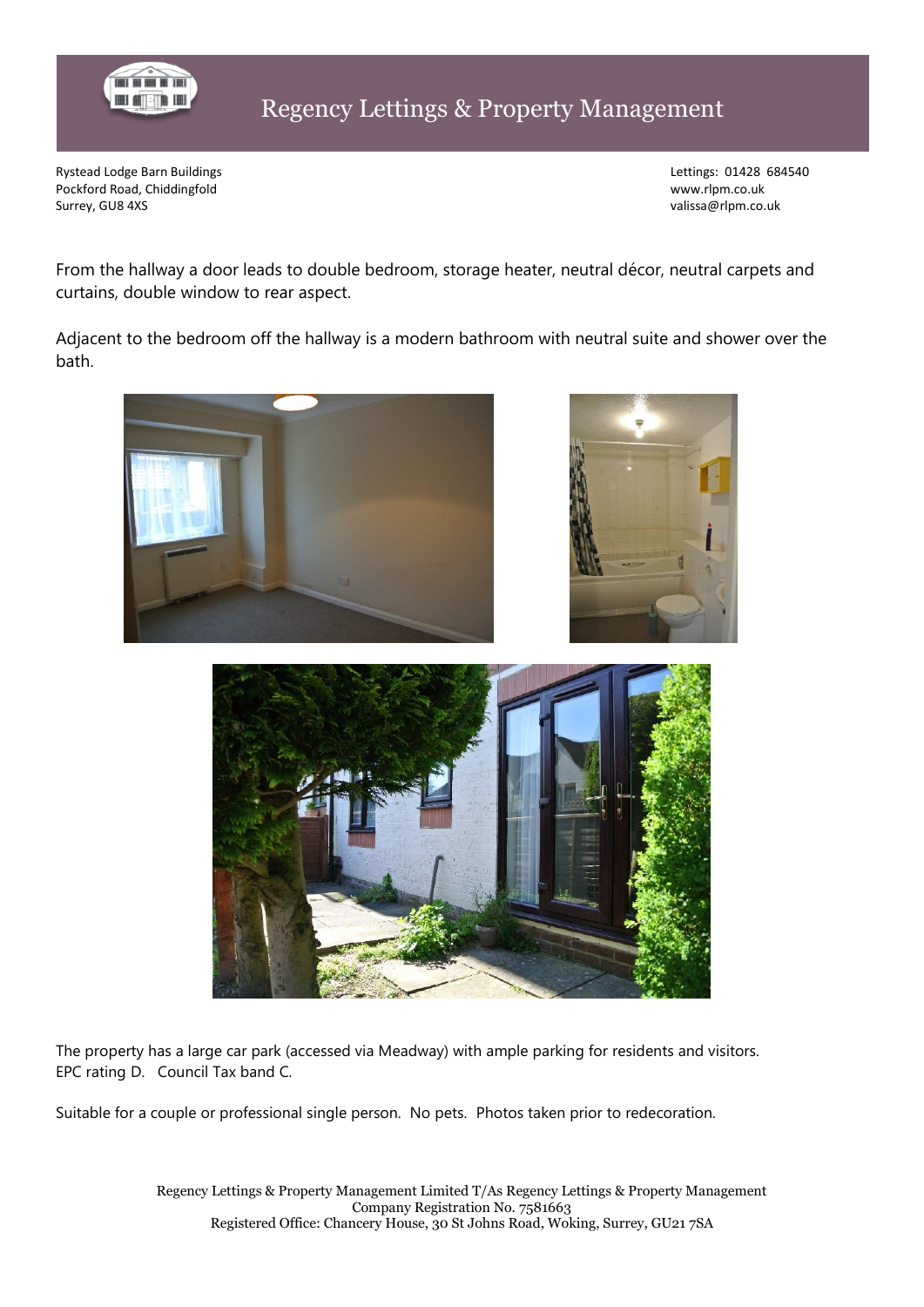# Regency Lettings & Property Management

Rystead Lodge Barn Buildings
Pockford Road, Chiddingfold
Surrey, GU8 4XS

Lettings: 01428 684540
www.rlpm.co.uk
valissa@rlpm.co.uk

From the hallway a door leads to double bedroom, storage heater, neutral décor, neutral carpets and curtains, double window to rear aspect.

Adjacent to the bedroom off the hallway is a modern bathroom with neutral suite and shower over the bath.

The property has a large car park (accessed via Meadway) with ample parking for residents and visitors.
EPC rating D. Council Tax band C.

Suitable for a couple or professional single person. No pets. Photos taken prior to redecoration.

Regency Lettings & Property Management Limited T/As Regency Lettings & Property Management
Company Registration No. 7581663
Registered Office: Chancery House, 30 St Johns Road, Woking, Surrey, GU21 7SA